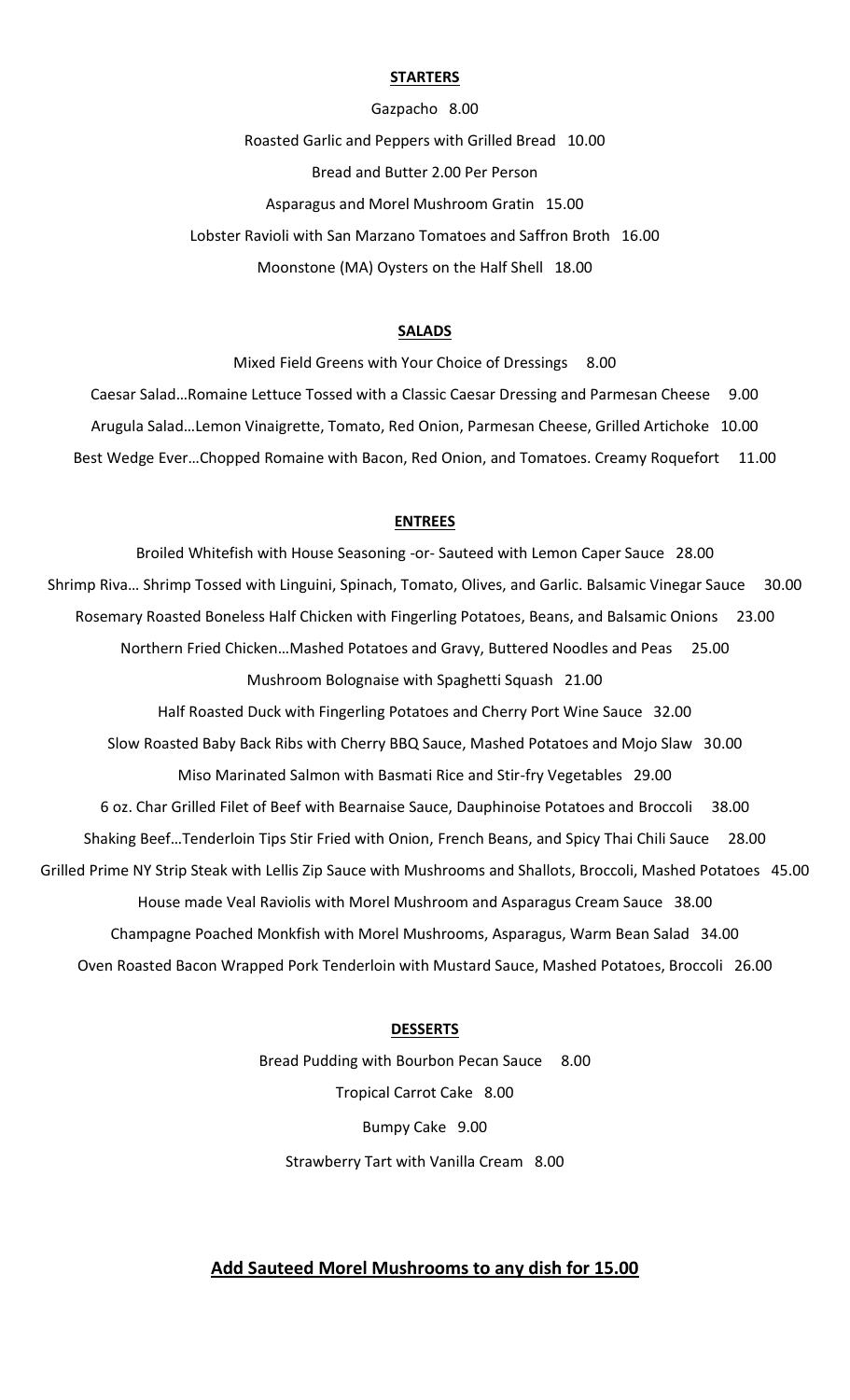## **STARTERS**

Gazpacho 8.00

Roasted Garlic and Peppers with Grilled Bread 10.00

Bread and Butter 2.00 Per Person

Asparagus and Morel Mushroom Gratin 15.00

Lobster Ravioli with San Marzano Tomatoes and Saffron Broth 16.00

Moonstone (MA) Oysters on the Half Shell 18.00

## **SALADS**

Mixed Field Greens with Your Choice of Dressings 8.00

Caesar Salad…Romaine Lettuce Tossed with a Classic Caesar Dressing and Parmesan Cheese 9.00

Arugula Salad…Lemon Vinaigrette, Tomato, Red Onion, Parmesan Cheese, Grilled Artichoke 10.00

Best Wedge Ever…Chopped Romaine with Bacon, Red Onion, and Tomatoes. Creamy Roquefort 11.00

## **ENTREES**

Broiled Whitefish with House Seasoning -or- Sauteed with Lemon Caper Sauce 28.00

Shrimp Riva… Shrimp Tossed with Linguini, Spinach, Tomato, Olives, and Garlic. Balsamic Vinegar Sauce 30.00

Rosemary Roasted Boneless Half Chicken with Fingerling Potatoes, Beans, and Balsamic Onions 23.00

Northern Fried Chicken…Mashed Potatoes and Gravy, Buttered Noodles and Peas 25.00

Mushroom Bolognaise with Spaghetti Squash 21.00

Half Roasted Duck with Fingerling Potatoes and Cherry Port Wine Sauce 32.00

Slow Roasted Baby Back Ribs with Cherry BBQ Sauce, Mashed Potatoes and Mojo Slaw 30.00

Miso Marinated Salmon with Basmati Rice and Stir-fry Vegetables 29.00

6 oz. Char Grilled Filet of Beef with Bearnaise Sauce, Dauphinoise Potatoes and Broccoli 38.00

Shaking Beef…Tenderloin Tips Stir Fried with Onion, French Beans, and Spicy Thai Chili Sauce 28.00

Grilled Prime NY Strip Steak with Lellis Zip Sauce with Mushrooms and Shallots, Broccoli, Mashed Potatoes 45.00

House made Veal Raviolis with Morel Mushroom and Asparagus Cream Sauce 38.00

Champagne Poached Monkfish with Morel Mushrooms, Asparagus, Warm Bean Salad 34.00

Oven Roasted Bacon Wrapped Pork Tenderloin with Mustard Sauce, Mashed Potatoes, Broccoli 26.00

## **DESSERTS**

Bread Pudding with Bourbon Pecan Sauce 8.00

Tropical Carrot Cake 8.00

Bumpy Cake 9.00

Strawberry Tart with Vanilla Cream 8.00

## **Add Sauteed Morel Mushrooms to any dish for 15.00**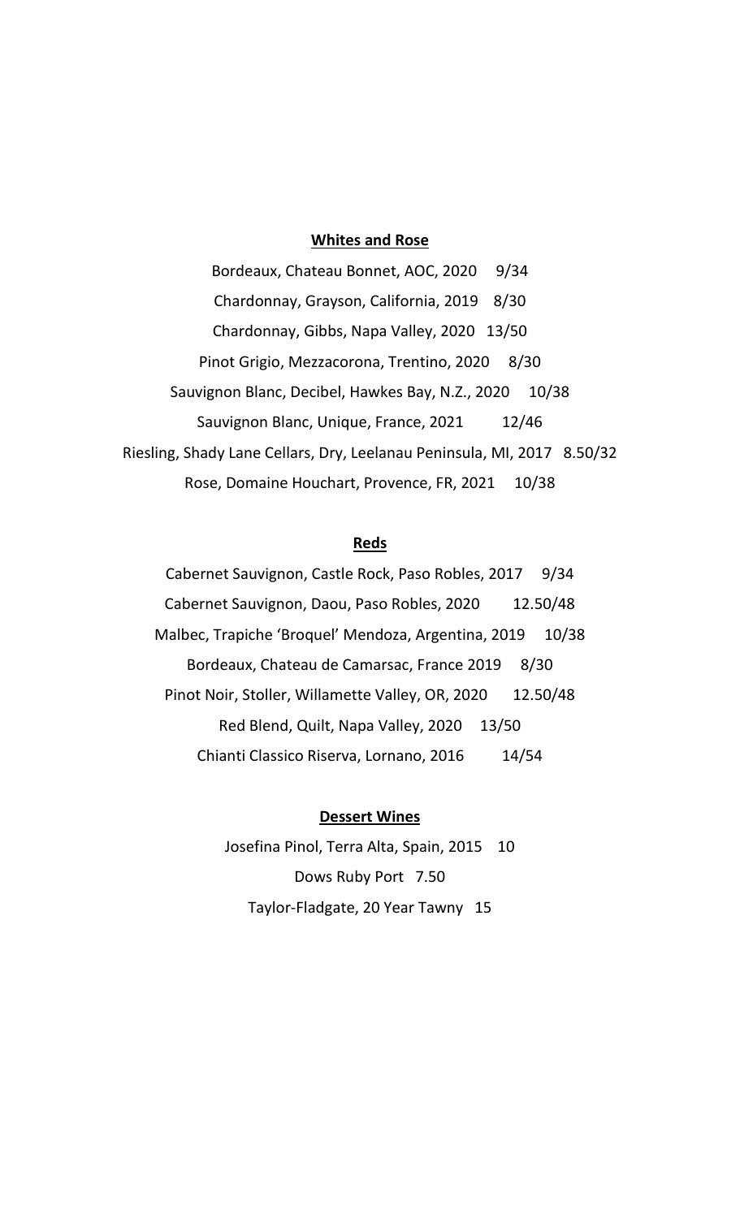**Whites and Rose**

Bordeaux, Chateau Bonnet, AOC, 2020 9/34

Chardonnay, Grayson, California, 2019 8/30

Chardonnay, Gibbs, Napa Valley, 2020 13/50

Pinot Grigio, Mezzacorona, Trentino, 2020 8/30

Sauvignon Blanc, Decibel, Hawkes Bay, N.Z., 2020 10/38

Sauvignon Blanc, Unique, France, 2021 12/46

Riesling, Shady Lane Cellars, Dry, Leelanau Peninsula, MI, 2017 8.50/32

Rose, Domaine Houchart, Provence, FR, 2021 10/38

**Reds**

Cabernet Sauvignon, Castle Rock, Paso Robles, 2017 9/34

Cabernet Sauvignon, Daou, Paso Robles, 2020 12.50/48

Malbec, Trapiche 'Broquel' Mendoza, Argentina, 2019 10/38

Bordeaux, Chateau de Camarsac, France 2019 8/30

Pinot Noir, Stoller, Willamette Valley, OR, 2020 12.50/48

Red Blend, Quilt, Napa Valley, 2020 13/50

Chianti Classico Riserva, Lornano, 2016 14/54

**Dessert Wines**

Josefina Pinol, Terra Alta, Spain, 2015 10

Dows Ruby Port 7.50

Taylor-Fladgate, 20 Year Tawny 15